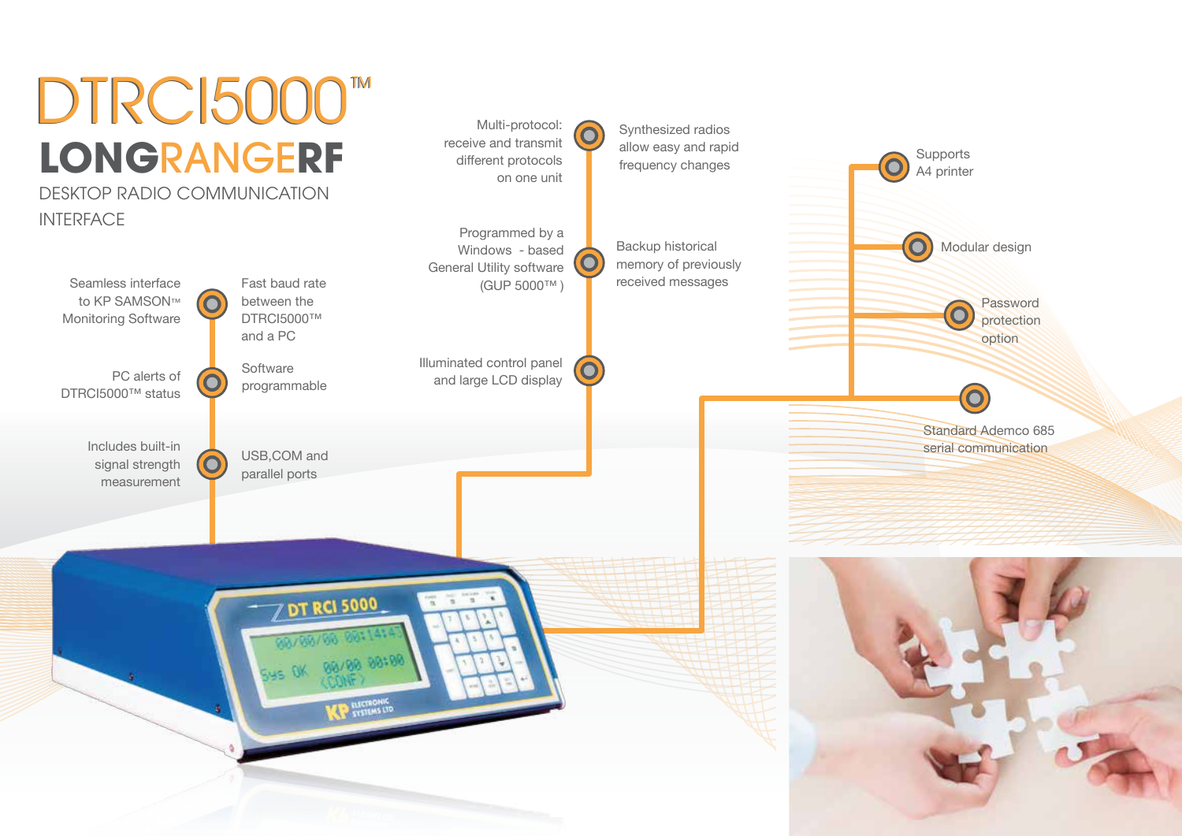# DTRCI5000™

## LONGRANGERF

DESKTOP RADIO COMMUNICATION INTERFACE

- Seamless interface to KP SAMSON™ Monitoring Software
- Fast baud rate between the DTRCI5000™ and a PC
- PC alerts of DTRCI5000™ status
- Software programmable
- Includes built-in signal strength measurement
- USB,COM and parallel ports
- Multi-protocol: receive and transmit different protocols on one unit
- Synthesized radios allow easy and rapid frequency changes
- Programmed by a Windows - based General Utility software (GUP 5000™ )
- Backup historical memory of previously received messages
- Illuminated control panel and large LCD display
- Supports A4 printer
- Modular design
- Password protection option
- Standard Ademco 685 serial communication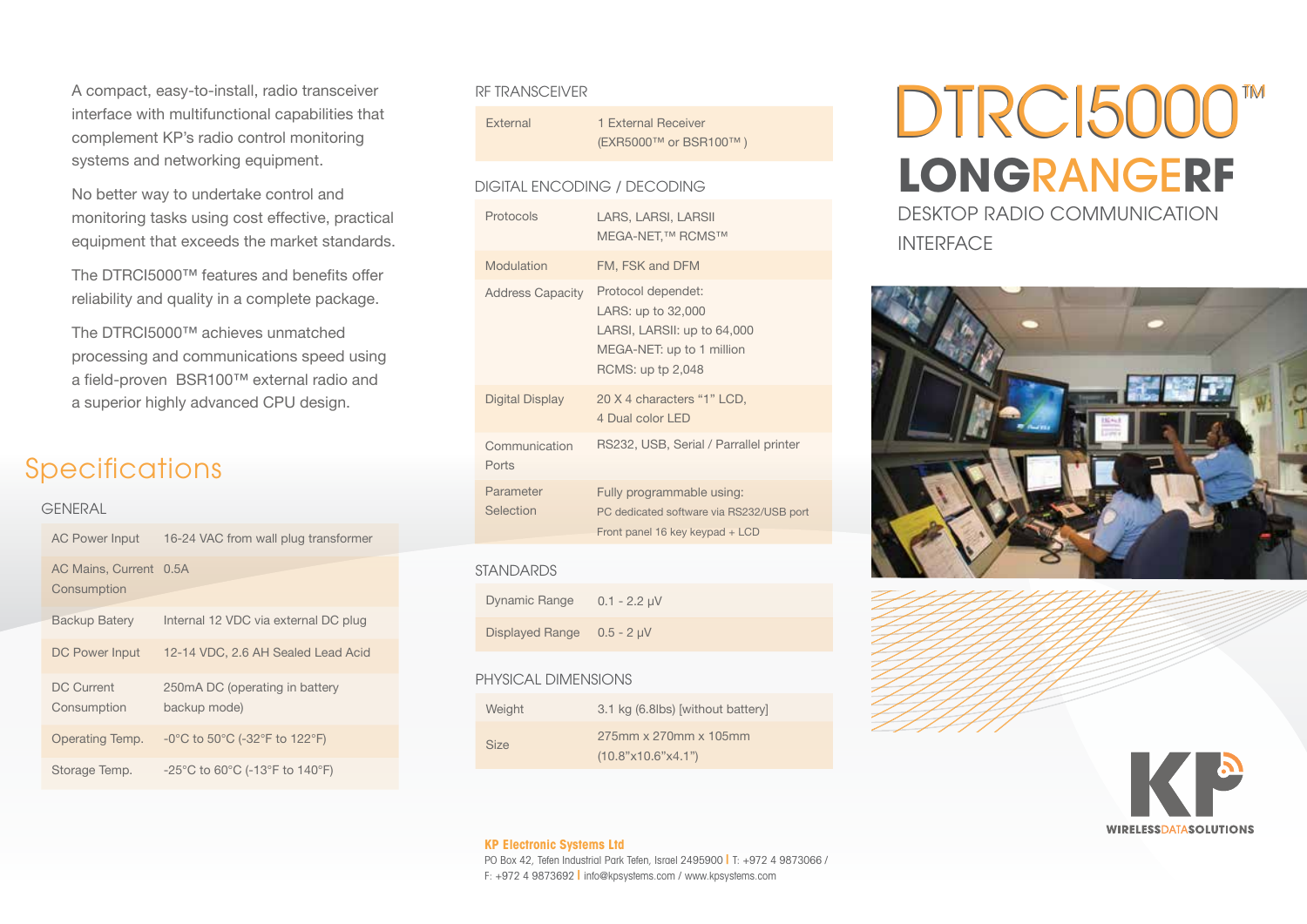# DTRCI5000™

## LONGRANGERF

DESKTOP RADIO COMMUNICATION INTERFACE

A compact, easy-to-install, radio transceiver interface with multifunctional capabilities that complement KP's radio control monitoring systems and networking equipment.

No better way to undertake control and monitoring tasks using cost effective, practical equipment that exceeds the market standards.

The DTRCI5000™ features and benefits offer reliability and quality in a complete package.

The DTRCI5000™ achieves unmatched processing and communications speed using a field-proven BSR100™ external radio and a superior highly advanced CPU design.

## Specifications

### GENERAL

| | |
|---|---|
| AC Power Input | 16-24 VAC from wall plug transformer |
| AC Mains, Current Consumption | 0.5A |
| Backup Batery | Internal 12 VDC via external DC plug |
| DC Power Input | 12-14 VDC, 2.6 AH Sealed Lead Acid |
| DC Current Consumption | 250mA DC (operating in battery backup mode) |
| Operating Temp. | -0°C to 50°C (-32°F to 122°F) |
| Storage Temp. | -25°C to 60°C (-13°F to 140°F) |

### RF TRANSCEIVER

| | |
|---|---|
| External | 1 External Receiver (EXR5000™ or BSR100™ ) |

### DIGITAL ENCODING / DECODING

| | |
|---|---|
| Protocols | LARS, LARSI, LARSII MEGA-NET,™ RCMS™ |
| Modulation | FM, FSK and DFM |
| Address Capacity | Protocol dependet:<br>LARS: up to 32,000<br>LARSI, LARSII: up to 64,000<br>MEGA-NET: up to 1 million<br>RCMS: up tp 2,048 |
| Digital Display | 20 X 4 characters "1" LCD,<br>4 Dual color LED |
| Communication Ports | RS232, USB, Serial / Parrallel printer |
| Parameter Selection | Fully programmable using:<br>PC dedicated software via RS232/USB port<br>Front panel 16 key keypad + LCD |

### STANDARDS

| | |
|---|---|
| Dynamic Range | 0.1 - 2.2 µV |
| Displayed Range | 0.5 - 2 µV |

### PHYSICAL DIMENSIONS

| | |
|---|---|
| Weight | 3.1 kg (6.8lbs) [without battery] |
| Size | 275mm x 270mm x 105mm<br>(10.8"x10.6"x4.1") |

**KP Electronic Systems Ltd**
PO Box 42, Tefen Industrial Park Tefen, Israel 2495900 | T: +972 4 9873066 / F: +972 4 9873692 | info@kpsystems.com / www.kpsystems.com

KP WIRELESSDATASOLUTIONS